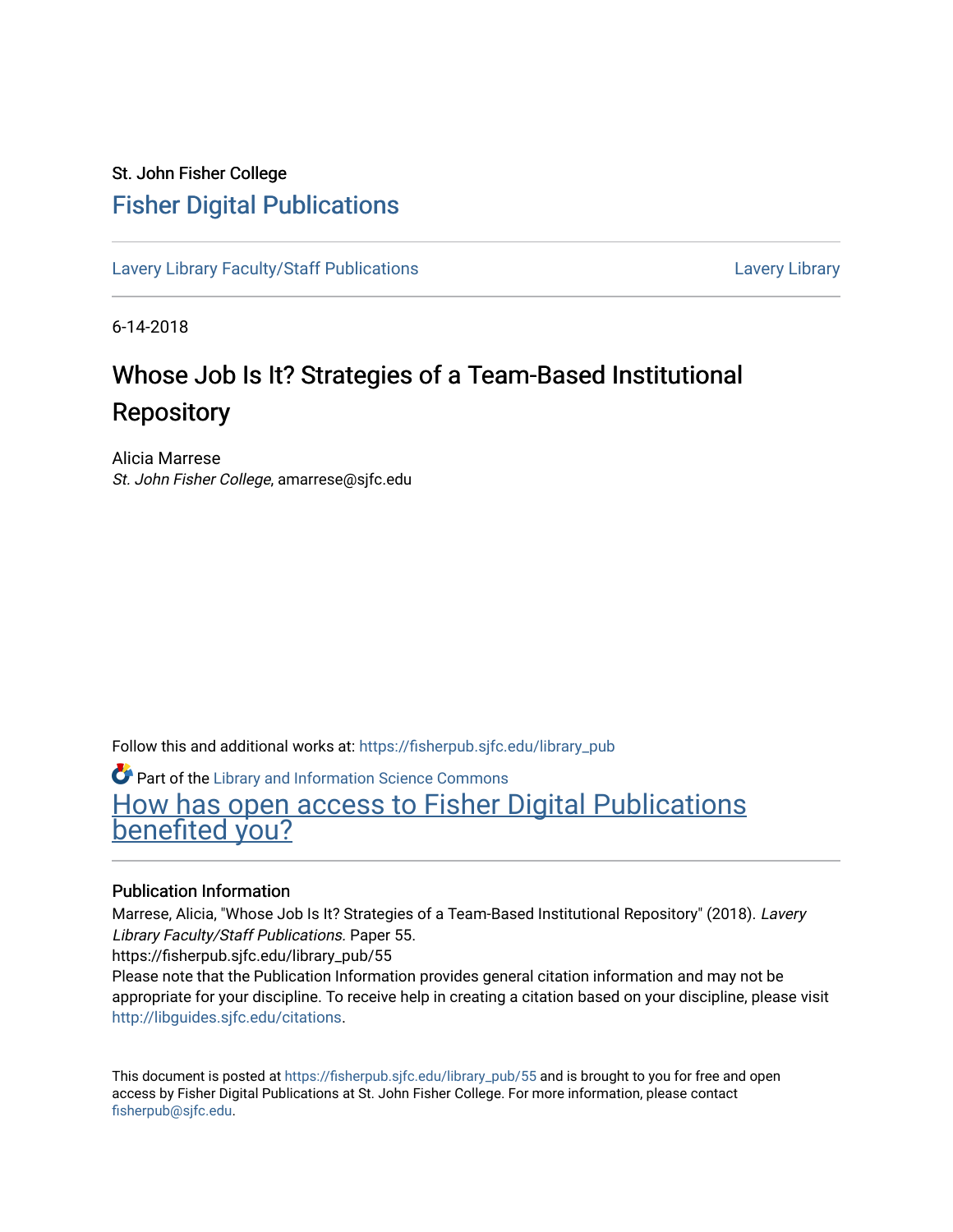St. John Fisher College

# Fisher Digital Publications

Lavery Library Faculty/Staff Publications | Lavery Library

6-14-2018

# Whose Job Is It? Strategies of a Team-Based Institutional Repository

Alicia Marrese
*St. John Fisher College*, amarrese@sjfc.edu

Follow this and additional works at: https://fisherpub.sjfc.edu/library_pub

Part of the Library and Information Science Commons

How has open access to Fisher Digital Publications benefited you?

### Publication Information

Marrese, Alicia, "Whose Job Is It? Strategies of a Team-Based Institutional Repository" (2018). *Lavery Library Faculty/Staff Publications.* Paper 55.
https://fisherpub.sjfc.edu/library_pub/55

Please note that the Publication Information provides general citation information and may not be appropriate for your discipline. To receive help in creating a citation based on your discipline, please visit http://libguides.sjfc.edu/citations.

This document is posted at https://fisherpub.sjfc.edu/library_pub/55 and is brought to you for free and open access by Fisher Digital Publications at St. John Fisher College. For more information, please contact fisherpub@sjfc.edu.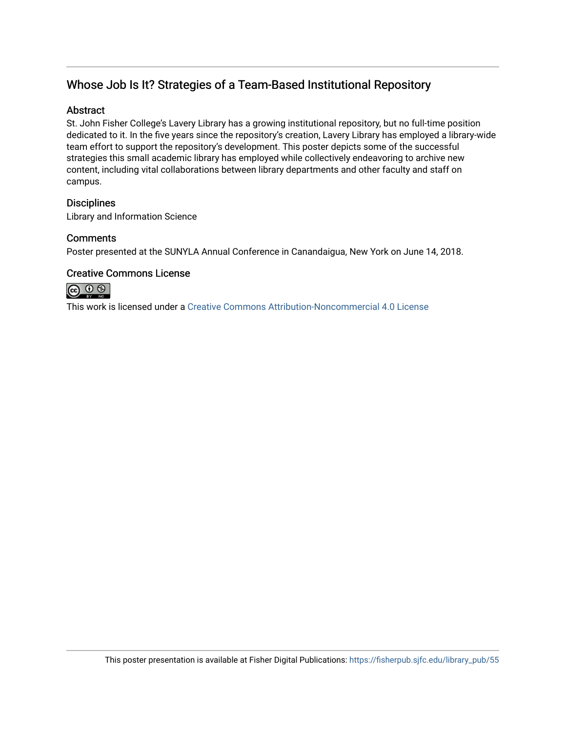## Whose Job Is It? Strategies of a Team-Based Institutional Repository

### Abstract

St. John Fisher College's Lavery Library has a growing institutional repository, but no full-time position dedicated to it. In the five years since the repository's creation, Lavery Library has employed a library-wide team effort to support the repository's development. This poster depicts some of the successful strategies this small academic library has employed while collectively endeavoring to archive new content, including vital collaborations between library departments and other faculty and staff on campus.

### Disciplines

Library and Information Science

### Comments

Poster presented at the SUNYLA Annual Conference in Canandaigua, New York on June 14, 2018.

### Creative Commons License

This work is licensed under a Creative Commons Attribution-Noncommercial 4.0 License

This poster presentation is available at Fisher Digital Publications: https://fisherpub.sjfc.edu/library_pub/55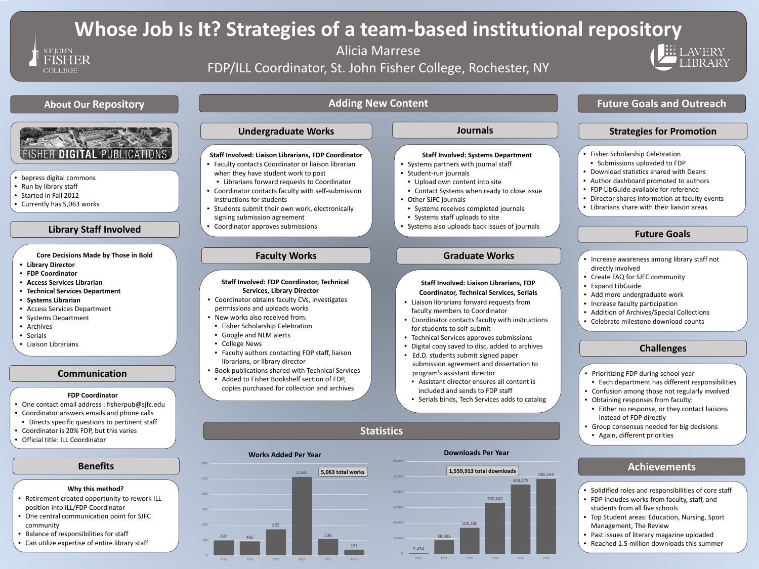# Whose Job Is It? Strategies of a team-based institutional repository

Alicia Marrese

FDP/ILL Coordinator, St. John Fisher College, Rochester, NY

ST. JOHN FISHER COLLEGE

LAVERY LIBRARY

## About Our Repository

FISHER DIGITAL PUBLICATIONS

- bepress digital commons
- Run by library staff
- Started in Fall 2012
- Currently has 5,063 works

## Library Staff Involved

**Core Decisions Made by Those in Bold**

- **Library Director**
- **FDP Coordinator**
- **Access Services Librarian**
- **Technical Services Department**
- **Systems Librarian**
- Access Services Department
- Systems Department
- Archives
- Serials
- Liaison Librarians

## Communication

**FDP Coordinator**

- One contact email address : fisherpub@sjfc.edu
- Coordinator answers emails and phone calls
  - Directs specific questions to pertinent staff
- Coordinator is 20% FDP, but this varies
- Official title: ILL Coordinator

## Benefits

**Why this method?**

- Retirement created opportunity to rework ILL position into ILL/FDP Coordinator
- One central communication point for SJFC community
- Balance of responsibilities for staff
- Can utilize expertise of entire library staff

## Adding New Content

### Undergraduate Works

**Staff Involved: Liaison Librarians, FDP Coordinator**

- Faculty contacts Coordinator or liaison librarian when they have student work to post
  - Librarians forward requests to Coordinator
- Coordinator contacts faculty with self-submission instructions for students
- Students submit their own work, electronically signing submission agreement
- Coordinator approves submissions

### Journals

**Staff Involved: Systems Department**

- Systems partners with journal staff
- Student-run journals
  - Upload own content into site
  - Contact Systems when ready to close issue
- Other SJFC journals
  - Systems receives completed journals
  - Systems staff uploads to site
- Systems also uploads back issues of journals

### Faculty Works

**Staff Involved: FDP Coordinator, Technical Services, Library Director**

- Coordinator obtains faculty CVs, investigates permissions and uploads works
- New works also received from:
  - Fisher Scholarship Celebration
  - Google and NLM alerts
  - College News
  - Faculty authors contacting FDP staff, liaison librarians, or library director
- Book publications shared with Technical Services
  - Added to Fisher Bookshelf section of FDP, copies purchased for collection and archives

### Graduate Works

**Staff Involved: Liaison Librarians, FDP Coordinator, Technical Services, Serials**

- Liaison librarians forward requests from faculty members to Coordinator
- Coordinator contacts faculty with instructions for students to self-submit
- Technical Services approves submissions
- Digital copy saved to disc, added to archives
- Ed.D. students submit signed paper submission agreement and dissertation to program's assistant director
  - Assistant director ensures all content is included and sends to FDP staff
  - Serials binds, Tech Services adds to catalog

## Statistics

**Works Added Per Year**

5,063 total works

0, 500, 1000, 1500, 2000, 2500, 3000

FY13: 497
FY14: 466
FY15: 855
FY16: 2,565
FY17: 536
FY18: 191

**Downloads Per Year**

1,559,913 total downloads

0, 100000, 200000, 300000, 400000, 500000, 600000

FY13: 5,434
FY14: 88,986
FY15: 168,380
FY16: 330,542
FY17: 448,475
FY18: 485,544

## Future Goals and Outreach

### Strategies for Promotion

- Fisher Scholarship Celebration
  - Submissions uploaded to FDP
- Download statistics shared with Deans
- Author dashboard promoted to authors
- FDP LibGuide available for reference
- Director shares information at faculty events
- Librarians share with their liaison areas

### Future Goals

- Increase awareness among library staff not directly involved
- Create FAQ for SJFC community
- Expand LibGuide
- Add more undergraduate work
- Increase faculty participation
- Addition of Archives/Special Collections
- Celebrate milestone download counts

### Challenges

- Prioritizing FDP during school year
  - Each department has different responsibilities
- Confusion among those not regularly involved
- Obtaining responses from faculty:
  - Either no response, or they contact liaisons instead of FDP directly
- Group consensus needed for big decisions
  - Again, different priorities

## Achievements

- Solidified roles and responsibilities of core staff
- FDP includes works from faculty, staff, and students from all five schools
- Top Student areas: Education, Nursing, Sport Management, The Review
- Past issues of literary magazine uploaded
- Reached 1.5 million downloads this summer